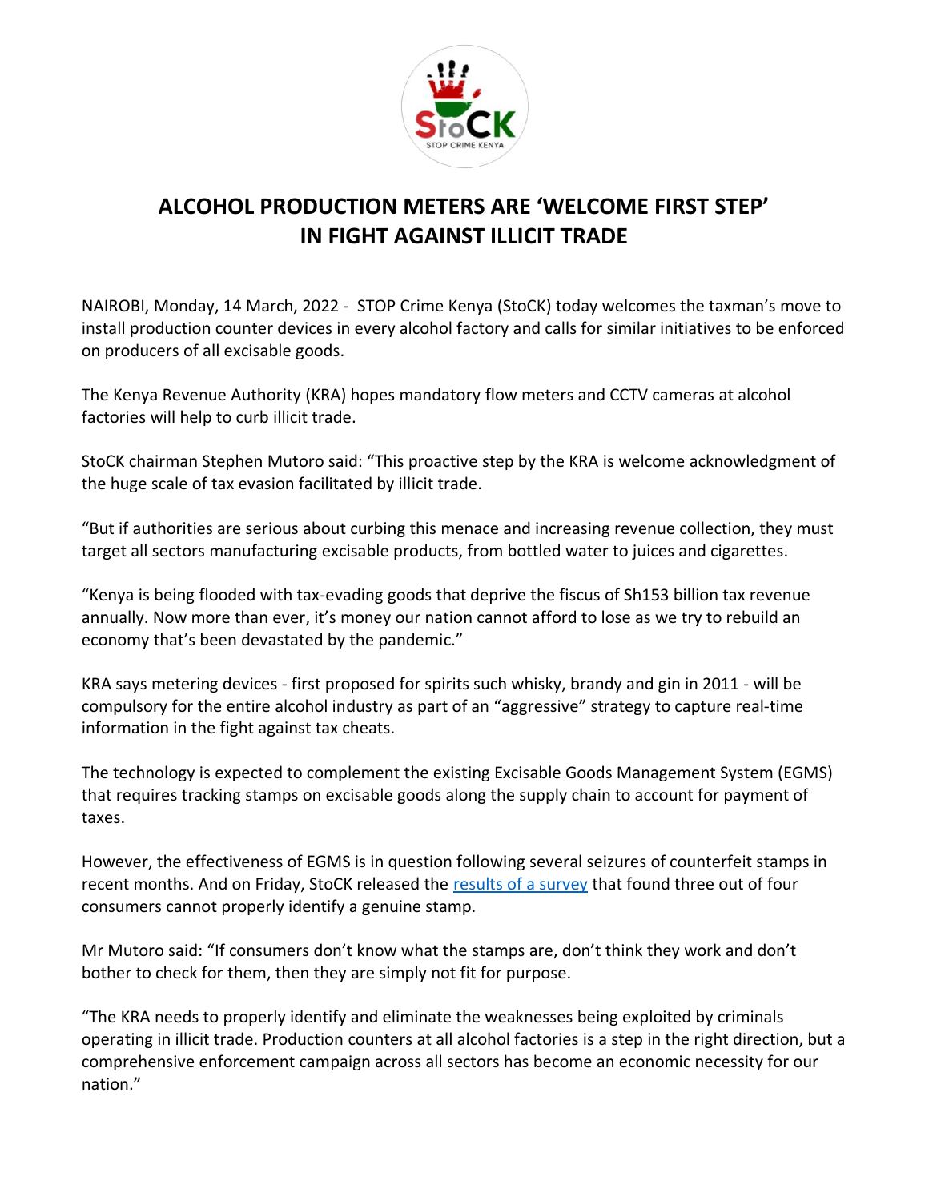# ALCOHOL PRODUCTION METERS ARE 'WELCOME FIRST STEP' IN FIGHT AGAINST ILLICIT TRADE

NAIROBI, Monday, 14 March, 2022 - STOP Crime Kenya (StoCK) today welcomes the taxman's move to install production counter devices in every alcohol factory and calls for similar initiatives to be enforced on producers of all excisable goods.

The Kenya Revenue Authority (KRA) hopes mandatory flow meters and CCTV cameras at alcohol factories will help to curb illicit trade.

StoCK chairman Stephen Mutoro said: "This proactive step by the KRA is welcome acknowledgment of the huge scale of tax evasion facilitated by illicit trade.

"But if authorities are serious about curbing this menace and increasing revenue collection, they must target all sectors manufacturing excisable products, from bottled water to juices and cigarettes.

"Kenya is being flooded with tax-evading goods that deprive the fiscus of Sh153 billion tax revenue annually. Now more than ever, it's money our nation cannot afford to lose as we try to rebuild an economy that's been devastated by the pandemic."

KRA says metering devices - first proposed for spirits such whisky, brandy and gin in 2011 - will be compulsory for the entire alcohol industry as part of an "aggressive" strategy to capture real-time information in the fight against tax cheats.

The technology is expected to complement the existing Excisable Goods Management System (EGMS) that requires tracking stamps on excisable goods along the supply chain to account for payment of taxes.

However, the effectiveness of EGMS is in question following several seizures of counterfeit stamps in recent months. And on Friday, StoCK released the results of a survey that found three out of four consumers cannot properly identify a genuine stamp.

Mr Mutoro said: "If consumers don't know what the stamps are, don't think they work and don't bother to check for them, then they are simply not fit for purpose.

"The KRA needs to properly identify and eliminate the weaknesses being exploited by criminals operating in illicit trade. Production counters at all alcohol factories is a step in the right direction, but a comprehensive enforcement campaign across all sectors has become an economic necessity for our nation."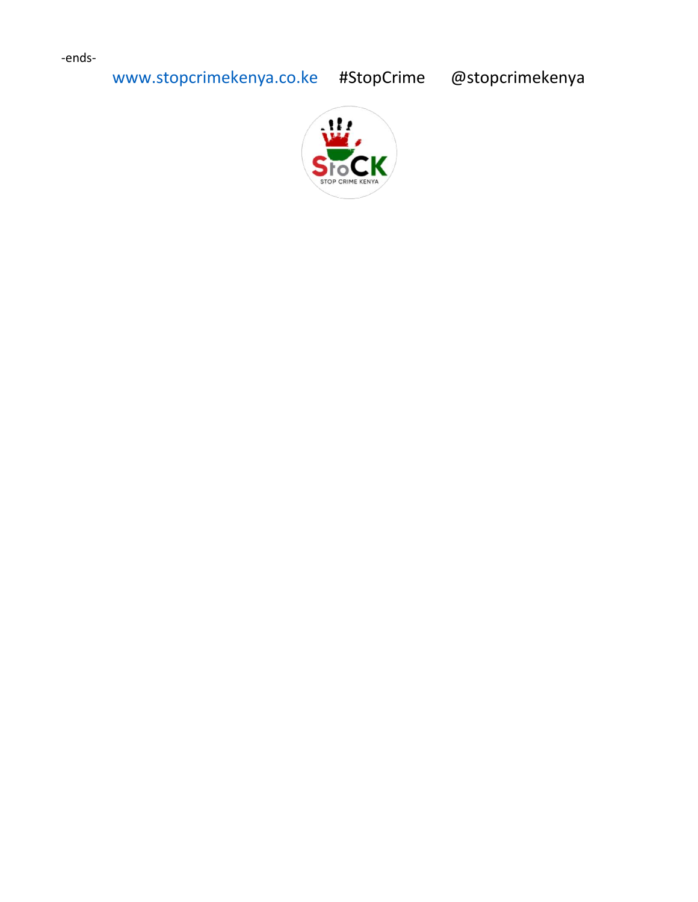-ends-

www.stopcrimekenya.co.ke #StopCrime @stopcrimekenya